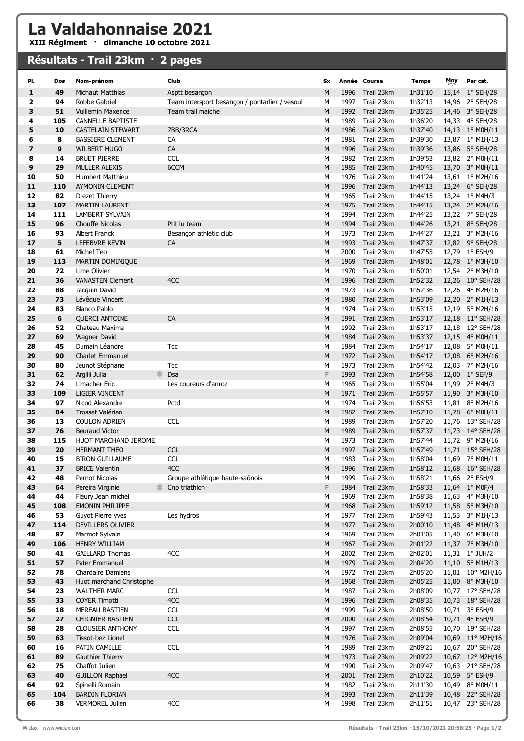# La Valdahonnaise 2021

**XIII Régiment · dimanche 10 octobre 2021**

## Résultats - Trail 23km · 2 pages

| Pl. | Dos | Nom-prénom | Club | Sx | Année | Course | Temps | Moy km/h | Par cat. |
|---|---|---|---|---|---|---|---|---|---|
| 1 | 49 | Michaut Matthias | Asptt besançon | M | 1996 | Trail 23km | 1h31'10 | 15,14 | 1° SEH/28 |
| 2 | 94 | Robbe Gabriel | Team intersport besançon / pontarlier / vesoul | M | 1997 | Trail 23km | 1h32'13 | 14,96 | 2° SEH/28 |
| 3 | 51 | Vuillemin Maxence | Team trail maiche | M | 1992 | Trail 23km | 1h35'25 | 14,46 | 3° SEH/28 |
| 4 | 105 | CANNELLE BAPTISTE | | M | 1989 | Trail 23km | 1h36'20 | 14,33 | 4° SEH/28 |
| 5 | 10 | CASTELAIN STEWART | 7BB/3RCA | M | 1986 | Trail 23km | 1h37'40 | 14,13 | 1° M0H/11 |
| 6 | 8 | BASSIERE CLEMENT | CA | M | 1981 | Trail 23km | 1h39'30 | 13,87 | 1° M1H/13 |
| 7 | 9 | WILBERT HUGO | CA | M | 1996 | Trail 23km | 1h39'36 | 13,86 | 5° SEH/28 |
| 8 | 14 | BRUET PIERRE | CCL | M | 1982 | Trail 23km | 1h39'53 | 13,82 | 2° M0H/11 |
| 9 | 29 | MULLER ALEXIS | 6CCM | M | 1985 | Trail 23km | 1h40'45 | 13,70 | 3° M0H/11 |
| 10 | 50 | Humbert Matthieu | | M | 1976 | Trail 23km | 1h41'24 | 13,61 | 1° M2H/16 |
| 11 | 110 | AYMONIN CLEMENT | | M | 1996 | Trail 23km | 1h44'13 | 13,24 | 6° SEH/28 |
| 12 | 82 | Drezet Thierry | | M | 1965 | Trail 23km | 1h44'15 | 13,24 | 1° M4H/3 |
| 13 | 107 | MARTIN LAURENT | | M | 1975 | Trail 23km | 1h44'15 | 13,24 | 2° M2H/16 |
| 14 | 111 | LAMBERT SYLVAIN | | M | 1994 | Trail 23km | 1h44'25 | 13,22 | 7° SEH/28 |
| 15 | 96 | Chouffe Nicolas | Ptit lu team | M | 1994 | Trail 23km | 1h44'26 | 13,21 | 8° SEH/28 |
| 16 | 93 | Albert Franck | Besançon athletic club | M | 1973 | Trail 23km | 1h44'27 | 13,21 | 3° M2H/16 |
| 17 | 5 | LEFEBVRE KEVIN | CA | M | 1993 | Trail 23km | 1h47'37 | 12,82 | 9° SEH/28 |
| 18 | 61 | Michel Teo | | M | 2000 | Trail 23km | 1h47'55 | 12,79 | 1° ESH/9 |
| 19 | 113 | MARTIN DOMINIQUE | | M | 1969 | Trail 23km | 1h48'01 | 12,78 | 1° M3H/10 |
| 20 | 72 | Lime Olivier | | M | 1970 | Trail 23km | 1h50'01 | 12,54 | 2° M3H/10 |
| 21 | 36 | VANASTEN Clement | 4CC | M | 1996 | Trail 23km | 1h52'32 | 12,26 | 10° SEH/28 |
| 22 | 88 | Jacquin David | | M | 1973 | Trail 23km | 1h52'36 | 12,26 | 4° M2H/16 |
| 23 | 73 | Lévêque Vincent | | M | 1980 | Trail 23km | 1h53'09 | 12,20 | 2° M1H/13 |
| 24 | 83 | Blanco Pablo | | M | 1974 | Trail 23km | 1h53'15 | 12,19 | 5° M2H/16 |
| 25 | 6 | QUERCI ANTOINE | CA | M | 1991 | Trail 23km | 1h53'17 | 12,18 | 11° SEH/28 |
| 26 | 52 | Chateau Maxime | | M | 1992 | Trail 23km | 1h53'17 | 12,18 | 12° SEH/28 |
| 27 | 69 | Wagner David | | M | 1984 | Trail 23km | 1h53'37 | 12,15 | 4° M0H/11 |
| 28 | 45 | Dumain Léandre | Tcc | M | 1984 | Trail 23km | 1h54'17 | 12,08 | 5° M0H/11 |
| 29 | 90 | Charlet Emmanuel | | M | 1972 | Trail 23km | 1h54'17 | 12,08 | 6° M2H/16 |
| 30 | 80 | Jeunot Stéphane | Tcc | M | 1973 | Trail 23km | 1h54'42 | 12,03 | 7° M2H/16 |
| 31 | 62 | Argilli Julia * | Dsa | F | 1993 | Trail 23km | 1h54'58 | 12,00 | 1° SEF/9 |
| 32 | 74 | Limacher Eric | Les coureurs d'anroz | M | 1965 | Trail 23km | 1h55'04 | 11,99 | 2° M4H/3 |
| 33 | 109 | LIGIER VINCENT | | M | 1971 | Trail 23km | 1h55'57 | 11,90 | 3° M3H/10 |
| 34 | 97 | Nicod Alexandre | Pctd | M | 1974 | Trail 23km | 1h56'53 | 11,81 | 8° M2H/16 |
| 35 | 84 | Trossat Valérian | | M | 1982 | Trail 23km | 1h57'10 | 11,78 | 6° M0H/11 |
| 36 | 13 | COULON ADRIEN | CCL | M | 1989 | Trail 23km | 1h57'20 | 11,76 | 13° SEH/28 |
| 37 | 76 | Beuraud Victor | | M | 1989 | Trail 23km | 1h57'37 | 11,73 | 14° SEH/28 |
| 38 | 115 | HUOT MARCHAND JEROME | | M | 1973 | Trail 23km | 1h57'44 | 11,72 | 9° M2H/16 |
| 39 | 20 | HERMANT THEO | CCL | M | 1997 | Trail 23km | 1h57'49 | 11,71 | 15° SEH/28 |
| 40 | 15 | BIRON GUILLAUME | CCL | M | 1983 | Trail 23km | 1h58'04 | 11,69 | 7° M0H/11 |
| 41 | 37 | BRICE Valentin | 4CC | M | 1996 | Trail 23km | 1h58'12 | 11,68 | 16° SEH/28 |
| 42 | 48 | Pernot Nicolas | Groupe athlétique haute-saônois | M | 1999 | Trail 23km | 1h58'21 | 11,66 | 2° ESH/9 |
| 43 | 64 | Pereira Virginie * | Cnp triathlon | F | 1984 | Trail 23km | 1h58'33 | 11,64 | 1° M0F/4 |
| 44 | 44 | Fleury Jean michel | | M | 1969 | Trail 23km | 1h58'38 | 11,63 | 4° M3H/10 |
| 45 | 108 | EMONIN PHILIPPE | | M | 1968 | Trail 23km | 1h59'12 | 11,58 | 5° M3H/10 |
| 46 | 53 | Guyot Pierre yves | Les hydros | M | 1977 | Trail 23km | 1h59'43 | 11,53 | 3° M1H/13 |
| 47 | 114 | DEVILLERS OLIVIER | | M | 1977 | Trail 23km | 2h00'10 | 11,48 | 4° M1H/13 |
| 48 | 87 | Marmot Sylvain | | M | 1969 | Trail 23km | 2h01'05 | 11,40 | 6° M3H/10 |
| 49 | 106 | HENRY WILLIAM | | M | 1967 | Trail 23km | 2h01'22 | 11,37 | 7° M3H/10 |
| 50 | 41 | GAILLARD Thomas | 4CC | M | 2002 | Trail 23km | 2h02'01 | 11,31 | 1° JUH/2 |
| 51 | 57 | Pater Emmanuel | | M | 1979 | Trail 23km | 2h04'20 | 11,10 | 5° M1H/13 |
| 52 | 78 | Chardaire Damiens | | M | 1972 | Trail 23km | 2h05'20 | 11,01 | 10° M2H/16 |
| 53 | 43 | Huot marchand Christophe | | M | 1968 | Trail 23km | 2h05'25 | 11,00 | 8° M3H/10 |
| 54 | 23 | WALTHER MARC | CCL | M | 1987 | Trail 23km | 2h08'09 | 10,77 | 17° SEH/28 |
| 55 | 33 | COYER Timotti | 4CC | M | 1996 | Trail 23km | 2h08'35 | 10,73 | 18° SEH/28 |
| 56 | 18 | MEREAU BASTIEN | CCL | M | 1999 | Trail 23km | 2h08'50 | 10,71 | 3° ESH/9 |
| 57 | 27 | CHIGNIER BASTIEN | CCL | M | 2000 | Trail 23km | 2h08'54 | 10,71 | 4° ESH/9 |
| 58 | 28 | CLOUSIER ANTHONY | CCL | M | 1997 | Trail 23km | 2h08'55 | 10,70 | 19° SEH/28 |
| 59 | 63 | Tissot-bez Lionel | | M | 1976 | Trail 23km | 2h09'04 | 10,69 | 11° M2H/16 |
| 60 | 16 | PATIN CAMILLE | CCL | M | 1989 | Trail 23km | 2h09'21 | 10,67 | 20° SEH/28 |
| 61 | 89 | Gauthier Thierry | | M | 1973 | Trail 23km | 2h09'22 | 10,67 | 12° M2H/16 |
| 62 | 75 | Chaffot Julien | | M | 1990 | Trail 23km | 2h09'47 | 10,63 | 21° SEH/28 |
| 63 | 40 | GUILLON Raphael | 4CC | M | 2001 | Trail 23km | 2h10'22 | 10,59 | 5° ESH/9 |
| 64 | 92 | Spinelli Romain | | M | 1982 | Trail 23km | 2h11'30 | 10,49 | 8° M0H/11 |
| 65 | 104 | BARDIN FLORIAN | | M | 1993 | Trail 23km | 2h11'39 | 10,48 | 22° SEH/28 |
| 66 | 38 | VERMOREL Julien | 4CC | M | 1998 | Trail 23km | 2h11'51 | 10,47 | 23° SEH/28 |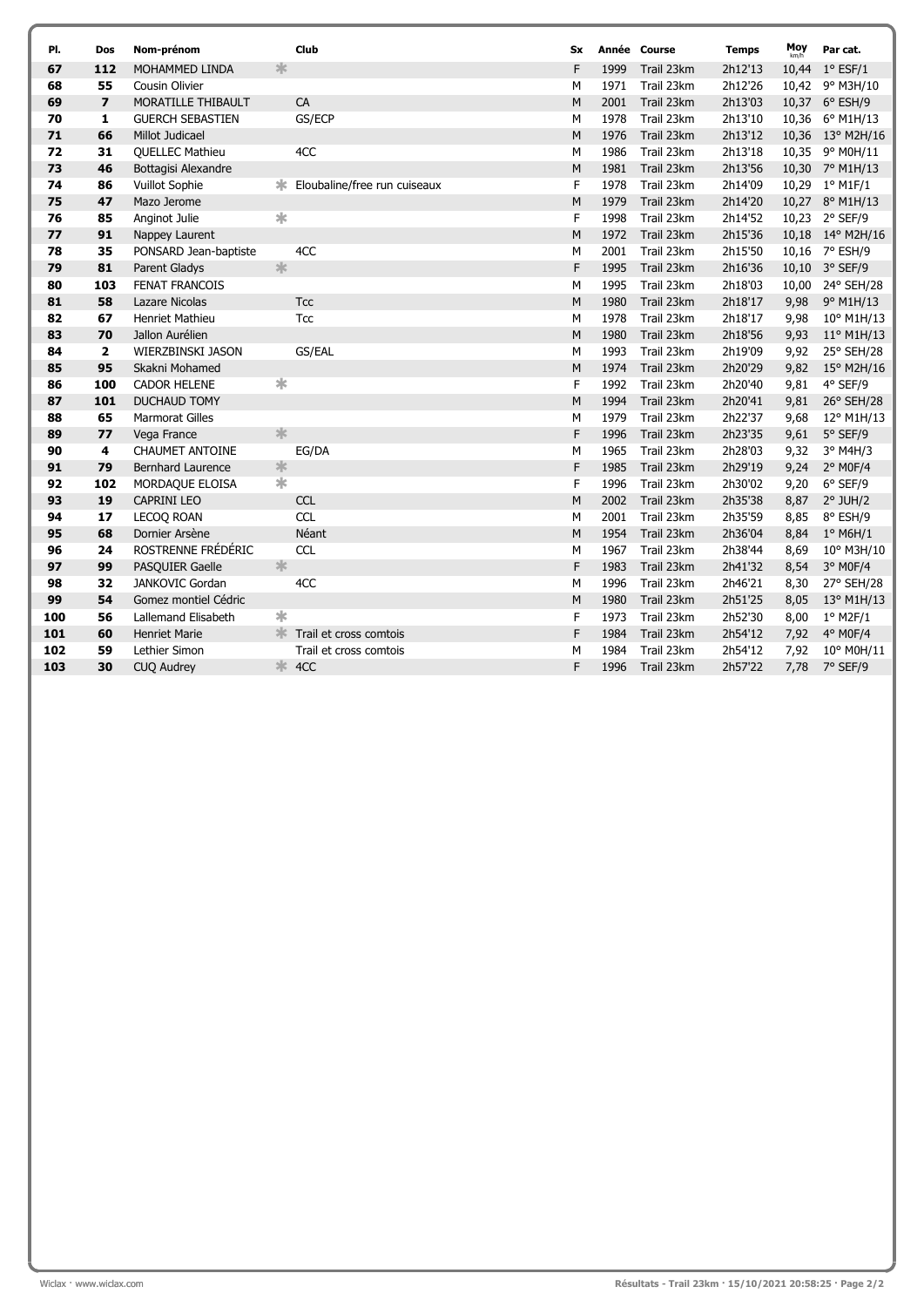| Pl. | Dos | Nom-prénom | | Club | Sx | Année | Course | Temps | Moy km/h | Par cat. |
|---|---|---|---|---|---|---|---|---|---|---|
| 67 | 112 | MOHAMMED LINDA | * | | F | 1999 | Trail 23km | 2h12'13 | 10,44 | 1° ESF/1 |
| 68 | 55 | Cousin Olivier | | | M | 1971 | Trail 23km | 2h12'26 | 10,42 | 9° M3H/10 |
| 69 | 7 | MORATILLE THIBAULT | | CA | M | 2001 | Trail 23km | 2h13'03 | 10,37 | 6° ESH/9 |
| 70 | 1 | GUERCH SEBASTIEN | | GS/ECP | M | 1978 | Trail 23km | 2h13'10 | 10,36 | 6° M1H/13 |
| 71 | 66 | Millot Judicael | | | M | 1976 | Trail 23km | 2h13'12 | 10,36 | 13° M2H/16 |
| 72 | 31 | QUELLEC Mathieu | | 4CC | M | 1986 | Trail 23km | 2h13'18 | 10,35 | 9° M0H/11 |
| 73 | 46 | Bottagisi Alexandre | | | M | 1981 | Trail 23km | 2h13'56 | 10,30 | 7° M1H/13 |
| 74 | 86 | Vuillot Sophie | * | Eloubaline/free run cuiseaux | F | 1978 | Trail 23km | 2h14'09 | 10,29 | 1° M1F/1 |
| 75 | 47 | Mazo Jerome | | | M | 1979 | Trail 23km | 2h14'20 | 10,27 | 8° M1H/13 |
| 76 | 85 | Anginot Julie | * | | F | 1998 | Trail 23km | 2h14'52 | 10,23 | 2° SEF/9 |
| 77 | 91 | Nappey Laurent | | | M | 1972 | Trail 23km | 2h15'36 | 10,18 | 14° M2H/16 |
| 78 | 35 | PONSARD Jean-baptiste | | 4CC | M | 2001 | Trail 23km | 2h15'50 | 10,16 | 7° ESH/9 |
| 79 | 81 | Parent Gladys | * | | F | 1995 | Trail 23km | 2h16'36 | 10,10 | 3° SEF/9 |
| 80 | 103 | FENAT FRANCOIS | | | M | 1995 | Trail 23km | 2h18'03 | 10,00 | 24° SEH/28 |
| 81 | 58 | Lazare Nicolas | | Tcc | M | 1980 | Trail 23km | 2h18'17 | 9,98 | 9° M1H/13 |
| 82 | 67 | Henriet Mathieu | | Tcc | M | 1978 | Trail 23km | 2h18'17 | 9,98 | 10° M1H/13 |
| 83 | 70 | Jallon Aurélien | | | M | 1980 | Trail 23km | 2h18'56 | 9,93 | 11° M1H/13 |
| 84 | 2 | WIERZBINSKI JASON | | GS/EAL | M | 1993 | Trail 23km | 2h19'09 | 9,92 | 25° SEH/28 |
| 85 | 95 | Skakni Mohamed | | | M | 1974 | Trail 23km | 2h20'29 | 9,82 | 15° M2H/16 |
| 86 | 100 | CADOR HELENE | * | | F | 1992 | Trail 23km | 2h20'40 | 9,81 | 4° SEF/9 |
| 87 | 101 | DUCHAUD TOMY | | | M | 1994 | Trail 23km | 2h20'41 | 9,81 | 26° SEH/28 |
| 88 | 65 | Marmorat Gilles | | | M | 1979 | Trail 23km | 2h22'37 | 9,68 | 12° M1H/13 |
| 89 | 77 | Vega France | * | | F | 1996 | Trail 23km | 2h23'35 | 9,61 | 5° SEF/9 |
| 90 | 4 | CHAUMET ANTOINE | | EG/DA | M | 1965 | Trail 23km | 2h28'03 | 9,32 | 3° M4H/3 |
| 91 | 79 | Bernhard Laurence | * | | F | 1985 | Trail 23km | 2h29'19 | 9,24 | 2° M0F/4 |
| 92 | 102 | MORDAQUE ELOISA | * | | F | 1996 | Trail 23km | 2h30'02 | 9,20 | 6° SEF/9 |
| 93 | 19 | CAPRINI LEO | | CCL | M | 2002 | Trail 23km | 2h35'38 | 8,87 | 2° JUH/2 |
| 94 | 17 | LECOQ ROAN | | CCL | M | 2001 | Trail 23km | 2h35'59 | 8,85 | 8° ESH/9 |
| 95 | 68 | Dornier Arsène | | Néant | M | 1954 | Trail 23km | 2h36'04 | 8,84 | 1° M6H/1 |
| 96 | 24 | ROSTRENNE FRÉDÉRIC | | CCL | M | 1967 | Trail 23km | 2h38'44 | 8,69 | 10° M3H/10 |
| 97 | 99 | PASQUIER Gaelle | * | | F | 1983 | Trail 23km | 2h41'32 | 8,54 | 3° M0F/4 |
| 98 | 32 | JANKOVIC Gordan | | 4CC | M | 1996 | Trail 23km | 2h46'21 | 8,30 | 27° SEH/28 |
| 99 | 54 | Gomez montiel Cédric | | | M | 1980 | Trail 23km | 2h51'25 | 8,05 | 13° M1H/13 |
| 100 | 56 | Lallemand Elisabeth | * | | F | 1973 | Trail 23km | 2h52'30 | 8,00 | 1° M2F/1 |
| 101 | 60 | Henriet Marie | * | Trail et cross comtois | F | 1984 | Trail 23km | 2h54'12 | 7,92 | 4° M0F/4 |
| 102 | 59 | Lethier Simon | | Trail et cross comtois | M | 1984 | Trail 23km | 2h54'12 | 7,92 | 10° M0H/11 |
| 103 | 30 | CUQ Audrey | * | 4CC | F | 1996 | Trail 23km | 2h57'22 | 7,78 | 7° SEF/9 |